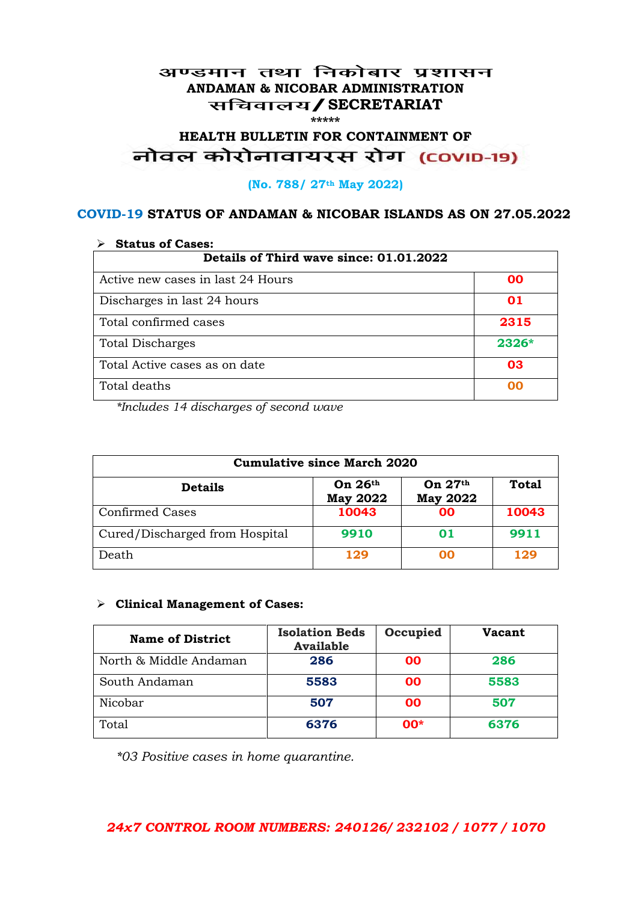# अण्डमान तथा निकोबार प्रशासन
## ANDAMAN & NICOBAR ADMINISTRATION
## सचिवालय / SECRETARIAT

\*\*\*\*\*

### HEALTH BULLETIN FOR CONTAINMENT OF
### नोवल कोरोनावायरस रोग (COVID-19)

**(No. 788/ 27th May 2022)**

### COVID-19 STATUS OF ANDAMAN & NICOBAR ISLANDS AS ON 27.05.2022

- **Status of Cases:**

| Details of Third wave since: 01.01.2022 | |
|---|---|
| Active new cases in last 24 Hours | 00 |
| Discharges in last 24 hours | 01 |
| Total confirmed cases | 2315 |
| Total Discharges | 2326* |
| Total Active cases as on date | 03 |
| Total deaths | 00 |

*\*Includes 14 discharges of second wave*

| Cumulative since March 2020 | | | |
|---|---|---|---|
| **Details** | **On 26th May 2022** | **On 27th May 2022** | **Total** |
| Confirmed Cases | 10043 | 00 | 10043 |
| Cured/Discharged from Hospital | 9910 | 01 | 9911 |
| Death | 129 | 00 | 129 |

- **Clinical Management of Cases:**

| Name of District | Isolation Beds Available | Occupied | Vacant |
|---|---|---|---|
| North & Middle Andaman | 286 | 00 | 286 |
| South Andaman | 5583 | 00 | 5583 |
| Nicobar | 507 | 00 | 507 |
| Total | 6376 | 00* | 6376 |

*\*03 Positive cases in home quarantine.*

***24x7 CONTROL ROOM NUMBERS: 240126/ 232102 / 1077 / 1070***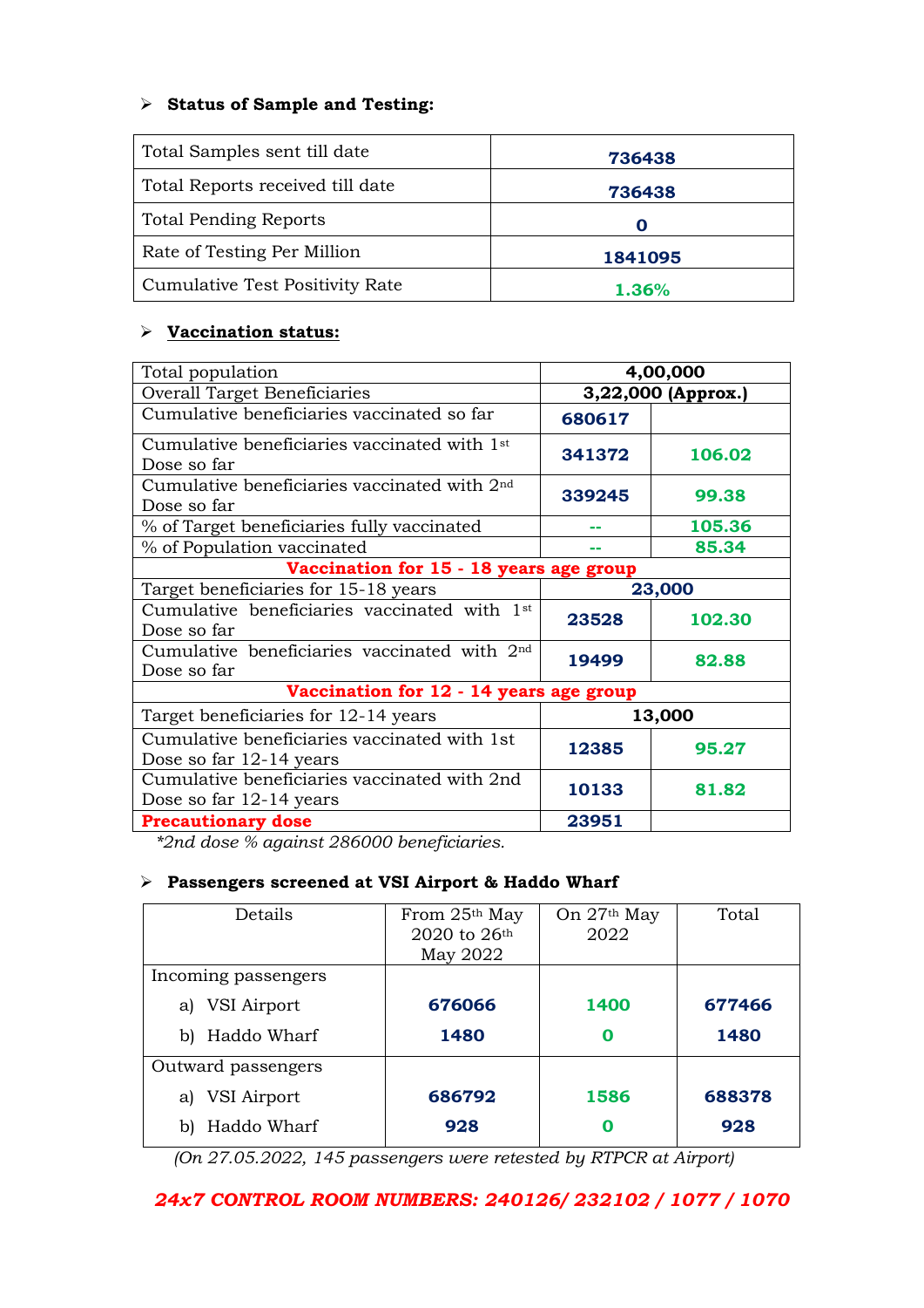- **Status of Sample and Testing:**

| | |
|---|---|
| Total Samples sent till date | 736438 |
| Total Reports received till date | 736438 |
| Total Pending Reports | 0 |
| Rate of Testing Per Million | 1841095 |
| Cumulative Test Positivity Rate | 1.36% |

- **Vaccination status:**

| | | |
|---|---|---|
| Total population | 4,00,000 | |
| Overall Target Beneficiaries | 3,22,000 (Approx.) | |
| Cumulative beneficiaries vaccinated so far | 680617 | |
| Cumulative beneficiaries vaccinated with 1st Dose so far | 341372 | 106.02 |
| Cumulative beneficiaries vaccinated with 2nd Dose so far | 339245 | 99.38 |
| % of Target beneficiaries fully vaccinated | -- | 105.36 |
| % of Population vaccinated | -- | 85.34 |
| **Vaccination for 15 - 18 years age group** | | |
| Target beneficiaries for 15-18 years | 23,000 | |
| Cumulative beneficiaries vaccinated with 1st Dose so far | 23528 | 102.30 |
| Cumulative beneficiaries vaccinated with 2nd Dose so far | 19499 | 82.88 |
| **Vaccination for 12 - 14 years age group** | | |
| Target beneficiaries for 12-14 years | 13,000 | |
| Cumulative beneficiaries vaccinated with 1st Dose so far 12-14 years | 12385 | 95.27 |
| Cumulative beneficiaries vaccinated with 2nd Dose so far 12-14 years | 10133 | 81.82 |
| **Precautionary dose** | 23951 | |

*\*2nd dose % against 286000 beneficiaries.*

- **Passengers screened at VSI Airport & Haddo Wharf**

| Details | From 25th May 2020 to 26th May 2022 | On 27th May 2022 | Total |
|---|---|---|---|
| Incoming passengers | | | |
| a) VSI Airport | 676066 | 1400 | 677466 |
| b) Haddo Wharf | 1480 | 0 | 1480 |
| Outward passengers | | | |
| a) VSI Airport | 686792 | 1586 | 688378 |
| b) Haddo Wharf | 928 | 0 | 928 |

*(On 27.05.2022, 145 passengers were retested by RTPCR at Airport)*

***24x7 CONTROL ROOM NUMBERS: 240126/ 232102 / 1077 / 1070***